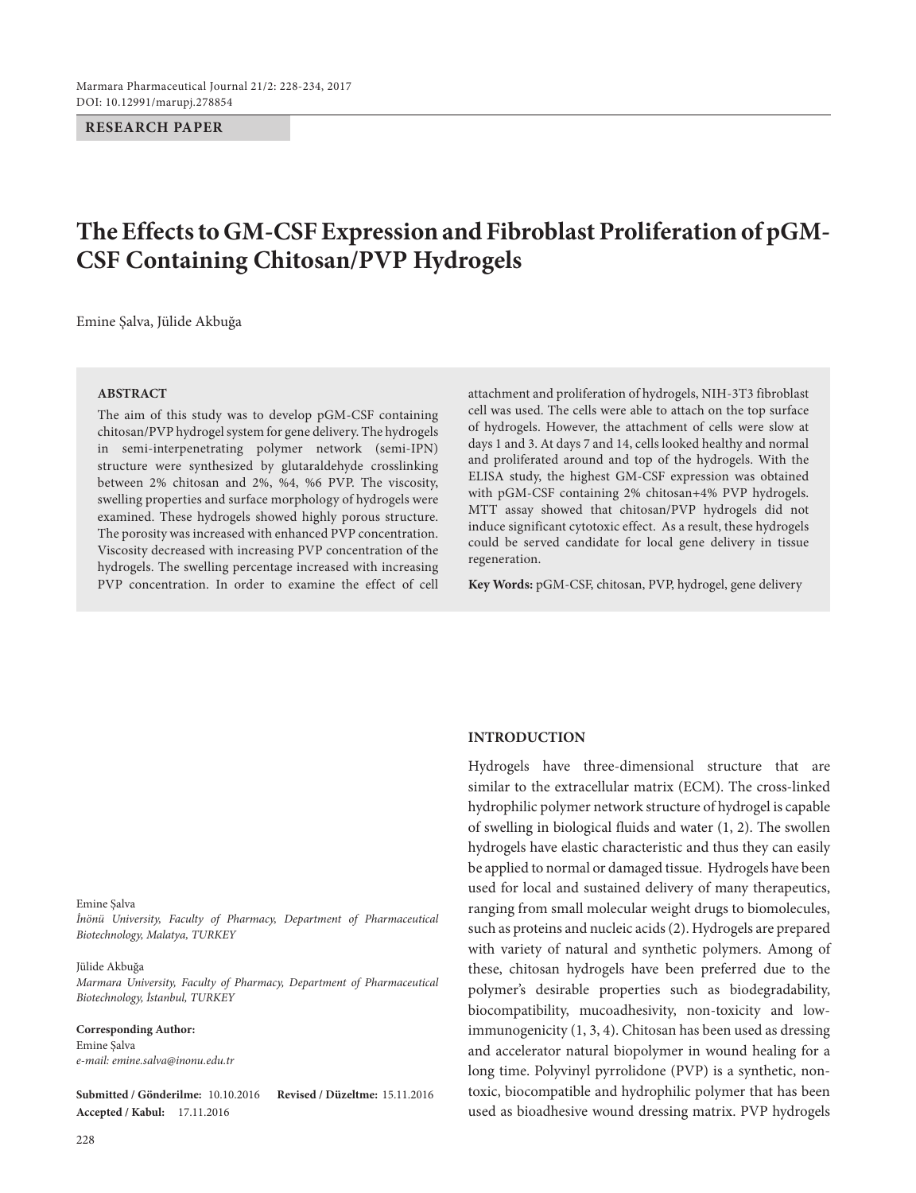**RESEARCH PAPER**

# The Effects to GM-CSF Expression and Fibroblast Proliferation of pGM-CSF Containing Chitosan/PVP Hydrogels

Emine Şalva, Jülide Akbuğa

## ABSTRACT

The aim of this study was to develop pGM-CSF containing chitosan/PVP hydrogel system for gene delivery. The hydrogels in semi-interpenetrating polymer network (semi-IPN) structure were synthesized by glutaraldehyde crosslinking between 2% chitosan and 2%, %4, %6 PVP. The viscosity, swelling properties and surface morphology of hydrogels were examined. These hydrogels showed highly porous structure. The porosity was increased with enhanced PVP concentration. Viscosity decreased with increasing PVP concentration of the hydrogels. The swelling percentage increased with increasing PVP concentration. In order to examine the effect of cell attachment and proliferation of hydrogels, NIH-3T3 fibroblast cell was used. The cells were able to attach on the top surface of hydrogels. However, the attachment of cells were slow at days 1 and 3. At days 7 and 14, cells looked healthy and normal and proliferated around and top of the hydrogels. With the ELISA study, the highest GM-CSF expression was obtained with pGM-CSF containing 2% chitosan+4% PVP hydrogels. MTT assay showed that chitosan/PVP hydrogels did not induce significant cytotoxic effect. As a result, these hydrogels could be served candidate for local gene delivery in tissue regeneration.

**Key Words:** pGM-CSF, chitosan, PVP, hydrogel, gene delivery

Emine Şalva
*İnönü University, Faculty of Pharmacy, Department of Pharmaceutical Biotechnology, Malatya, TURKEY*

Jülide Akbuğa
*Marmara University, Faculty of Pharmacy, Department of Pharmaceutical Biotechnology, İstanbul, TURKEY*

**Corresponding Author:**
Emine Şalva
*e-mail: emine.salva@inonu.edu.tr*

**Submitted / Gönderilme:** 10.10.2016 **Revised / Düzeltme:** 15.11.2016
**Accepted / Kabul:** 17.11.2016

## INTRODUCTION

Hydrogels have three-dimensional structure that are similar to the extracellular matrix (ECM). The cross-linked hydrophilic polymer network structure of hydrogel is capable of swelling in biological fluids and water (1, 2). The swollen hydrogels have elastic characteristic and thus they can easily be applied to normal or damaged tissue. Hydrogels have been used for local and sustained delivery of many therapeutics, ranging from small molecular weight drugs to biomolecules, such as proteins and nucleic acids (2). Hydrogels are prepared with variety of natural and synthetic polymers. Among of these, chitosan hydrogels have been preferred due to the polymer's desirable properties such as biodegradability, biocompatibility, mucoadhesivity, non-toxicity and low-immunogenicity (1, 3, 4). Chitosan has been used as dressing and accelerator natural biopolymer in wound healing for a long time. Polyvinyl pyrrolidone (PVP) is a synthetic, non-toxic, biocompatible and hydrophilic polymer that has been used as bioadhesive wound dressing matrix. PVP hydrogels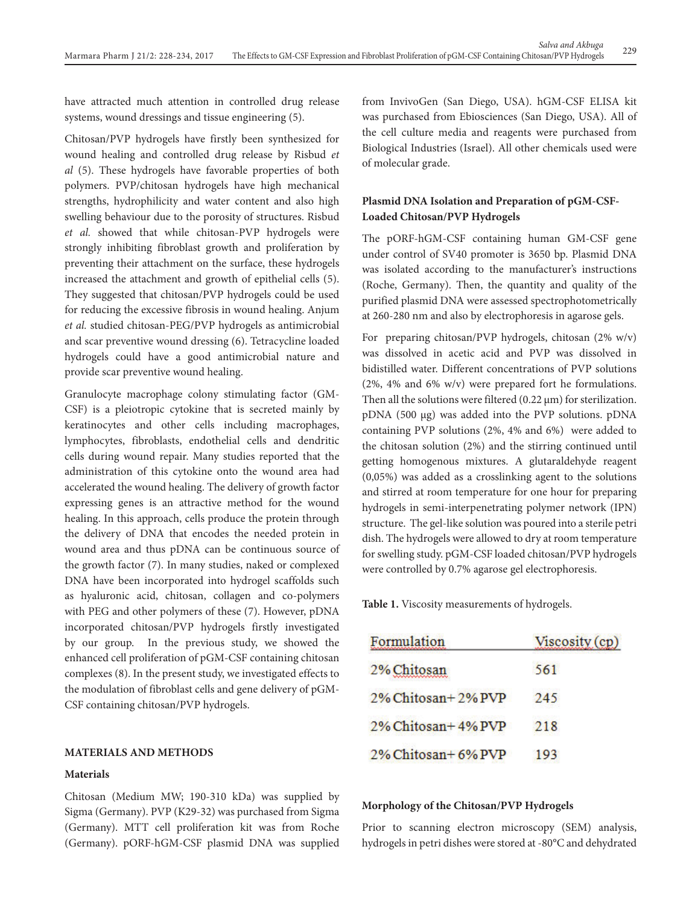have attracted much attention in controlled drug release systems, wound dressings and tissue engineering (5).

Chitosan/PVP hydrogels have firstly been synthesized for wound healing and controlled drug release by Risbud *et al* (5). These hydrogels have favorable properties of both polymers. PVP/chitosan hydrogels have high mechanical strengths, hydrophilicity and water content and also high swelling behaviour due to the porosity of structures. Risbud *et al.* showed that while chitosan-PVP hydrogels were strongly inhibiting fibroblast growth and proliferation by preventing their attachment on the surface, these hydrogels increased the attachment and growth of epithelial cells (5). They suggested that chitosan/PVP hydrogels could be used for reducing the excessive fibrosis in wound healing. Anjum *et al.* studied chitosan-PEG/PVP hydrogels as antimicrobial and scar preventive wound dressing (6). Tetracycline loaded hydrogels could have a good antimicrobial nature and provide scar preventive wound healing.

Granulocyte macrophage colony stimulating factor (GM-CSF) is a pleiotropic cytokine that is secreted mainly by keratinocytes and other cells including macrophages, lymphocytes, fibroblasts, endothelial cells and dendritic cells during wound repair. Many studies reported that the administration of this cytokine onto the wound area had accelerated the wound healing. The delivery of growth factor expressing genes is an attractive method for the wound healing. In this approach, cells produce the protein through the delivery of DNA that encodes the needed protein in wound area and thus pDNA can be continuous source of the growth factor (7). In many studies, naked or complexed DNA have been incorporated into hydrogel scaffolds such as hyaluronic acid, chitosan, collagen and co-polymers with PEG and other polymers of these (7). However, pDNA incorporated chitosan/PVP hydrogels firstly investigated by our group. In the previous study, we showed the enhanced cell proliferation of pGM-CSF containing chitosan complexes (8). In the present study, we investigated effects to the modulation of fibroblast cells and gene delivery of pGM-CSF containing chitosan/PVP hydrogels.

## MATERIALS AND METHODS

### Materials

Chitosan (Medium MW; 190-310 kDa) was supplied by Sigma (Germany). PVP (K29-32) was purchased from Sigma (Germany). MTT cell proliferation kit was from Roche (Germany). pORF-hGM-CSF plasmid DNA was supplied from InvivoGen (San Diego, USA). hGM-CSF ELISA kit was purchased from Ebiosciences (San Diego, USA). All of the cell culture media and reagents were purchased from Biological Industries (Israel). All other chemicals used were of molecular grade.

### Plasmid DNA Isolation and Preparation of pGM-CSF-Loaded Chitosan/PVP Hydrogels

The pORF-hGM-CSF containing human GM-CSF gene under control of SV40 promoter is 3650 bp. Plasmid DNA was isolated according to the manufacturer's instructions (Roche, Germany). Then, the quantity and quality of the purified plasmid DNA were assessed spectrophotometrically at 260-280 nm and also by electrophoresis in agarose gels.

For preparing chitosan/PVP hydrogels, chitosan (2% w/v) was dissolved in acetic acid and PVP was dissolved in bidistilled water. Different concentrations of PVP solutions (2%, 4% and 6% w/v) were prepared fort he formulations. Then all the solutions were filtered (0.22 µm) for sterilization. pDNA (500 µg) was added into the PVP solutions. pDNA containing PVP solutions (2%, 4% and 6%) were added to the chitosan solution (2%) and the stirring continued until getting homogenous mixtures. A glutaraldehyde reagent (0,05%) was added as a crosslinking agent to the solutions and stirred at room temperature for one hour for preparing hydrogels in semi-interpenetrating polymer network (IPN) structure. The gel-like solution was poured into a sterile petri dish. The hydrogels were allowed to dry at room temperature for swelling study. pGM-CSF loaded chitosan/PVP hydrogels were controlled by 0.7% agarose gel electrophoresis.

**Table 1.** Viscosity measurements of hydrogels.

| Formulation | Viscosity (cp) |
|---|---|
| 2% Chitosan | 561 |
| 2% Chitosan+ 2% PVP | 245 |
| 2% Chitosan+ 4% PVP | 218 |
| 2% Chitosan+ 6% PVP | 193 |

### Morphology of the Chitosan/PVP Hydrogels

Prior to scanning electron microscopy (SEM) analysis, hydrogels in petri dishes were stored at -80°C and dehydrated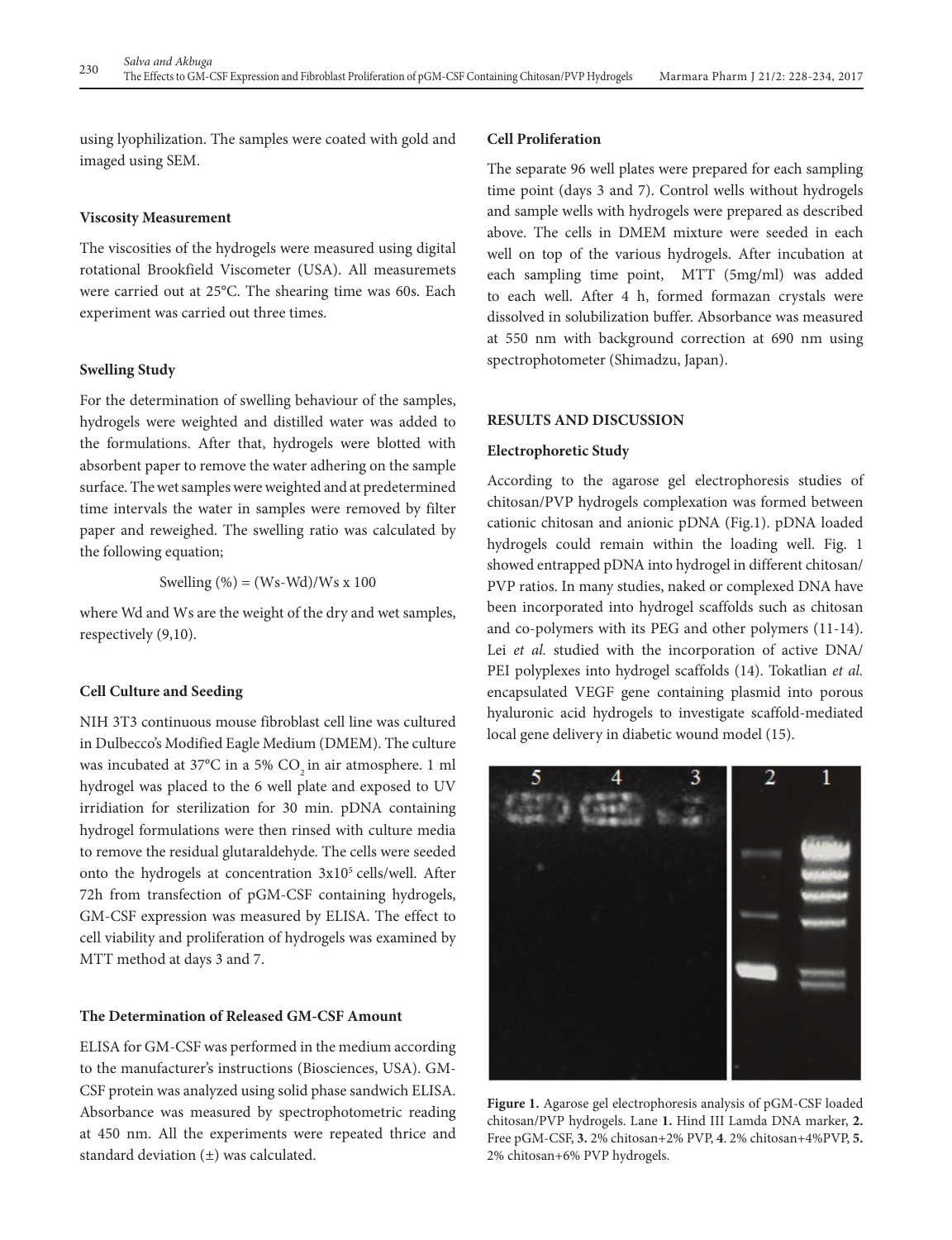using lyophilization. The samples were coated with gold and imaged using SEM.

### Viscosity Measurement

The viscosities of the hydrogels were measured using digital rotational Brookfield Viscometer (USA). All measuremets were carried out at 25°C. The shearing time was 60s. Each experiment was carried out three times.

### Swelling Study

For the determination of swelling behaviour of the samples, hydrogels were weighted and distilled water was added to the formulations. After that, hydrogels were blotted with absorbent paper to remove the water adhering on the sample surface. The wet samples were weighted and at predetermined time intervals the water in samples were removed by filter paper and reweighed. The swelling ratio was calculated by the following equation;

$$\text{Swelling (\%)} = (Ws-Wd)/Ws \times 100$$

where Wd and Ws are the weight of the dry and wet samples, respectively (9,10).

### Cell Culture and Seeding

NIH 3T3 continuous mouse fibroblast cell line was cultured in Dulbecco's Modified Eagle Medium (DMEM). The culture was incubated at 37°C in a 5% $CO_2$ in air atmosphere. 1 ml hydrogel was placed to the 6 well plate and exposed to UV irridiation for sterilization for 30 min. pDNA containing hydrogel formulations were then rinsed with culture media to remove the residual glutaraldehyde. The cells were seeded onto the hydrogels at concentration $3 \times 10^5$ cells/well. After 72h from transfection of pGM-CSF containing hydrogels, GM-CSF expression was measured by ELISA. The effect to cell viability and proliferation of hydrogels was examined by MTT method at days 3 and 7.

### The Determination of Released GM-CSF Amount

ELISA for GM-CSF was performed in the medium according to the manufacturer's instructions (Biosciences, USA). GM-CSF protein was analyzed using solid phase sandwich ELISA. Absorbance was measured by spectrophotometric reading at 450 nm. All the experiments were repeated thrice and standard deviation (±) was calculated.

### Cell Proliferation

The separate 96 well plates were prepared for each sampling time point (days 3 and 7). Control wells without hydrogels and sample wells with hydrogels were prepared as described above. The cells in DMEM mixture were seeded in each well on top of the various hydrogels. After incubation at each sampling time point, MTT (5mg/ml) was added to each well. After 4 h, formed formazan crystals were dissolved in solubilization buffer. Absorbance was measured at 550 nm with background correction at 690 nm using spectrophotometer (Shimadzu, Japan).

## RESULTS AND DISCUSSION

### Electrophoretic Study

According to the agarose gel electrophoresis studies of chitosan/PVP hydrogels complexation was formed between cationic chitosan and anionic pDNA (Fig.1). pDNA loaded hydrogels could remain within the loading well. Fig. 1 showed entrapped pDNA into hydrogel in different chitosan/PVP ratios. In many studies, naked or complexed DNA have been incorporated into hydrogel scaffolds such as chitosan and co-polymers with its PEG and other polymers (11-14). Lei *et al.* studied with the incorporation of active DNA/PEI polyplexes into hydrogel scaffolds (14). Tokatlian *et al.* encapsulated VEGF gene containing plasmid into porous hyaluronic acid hydrogels to investigate scaffold-mediated local gene delivery in diabetic wound model (15).

**Figure 1.** Agarose gel electrophoresis analysis of pGM-CSF loaded chitosan/PVP hydrogels. Lane **1.** Hind III Lamda DNA marker, **2.** Free pGM-CSF, **3.** 2% chitosan+2% PVP, **4**. 2% chitosan+4%PVP, **5.** 2% chitosan+6% PVP hydrogels.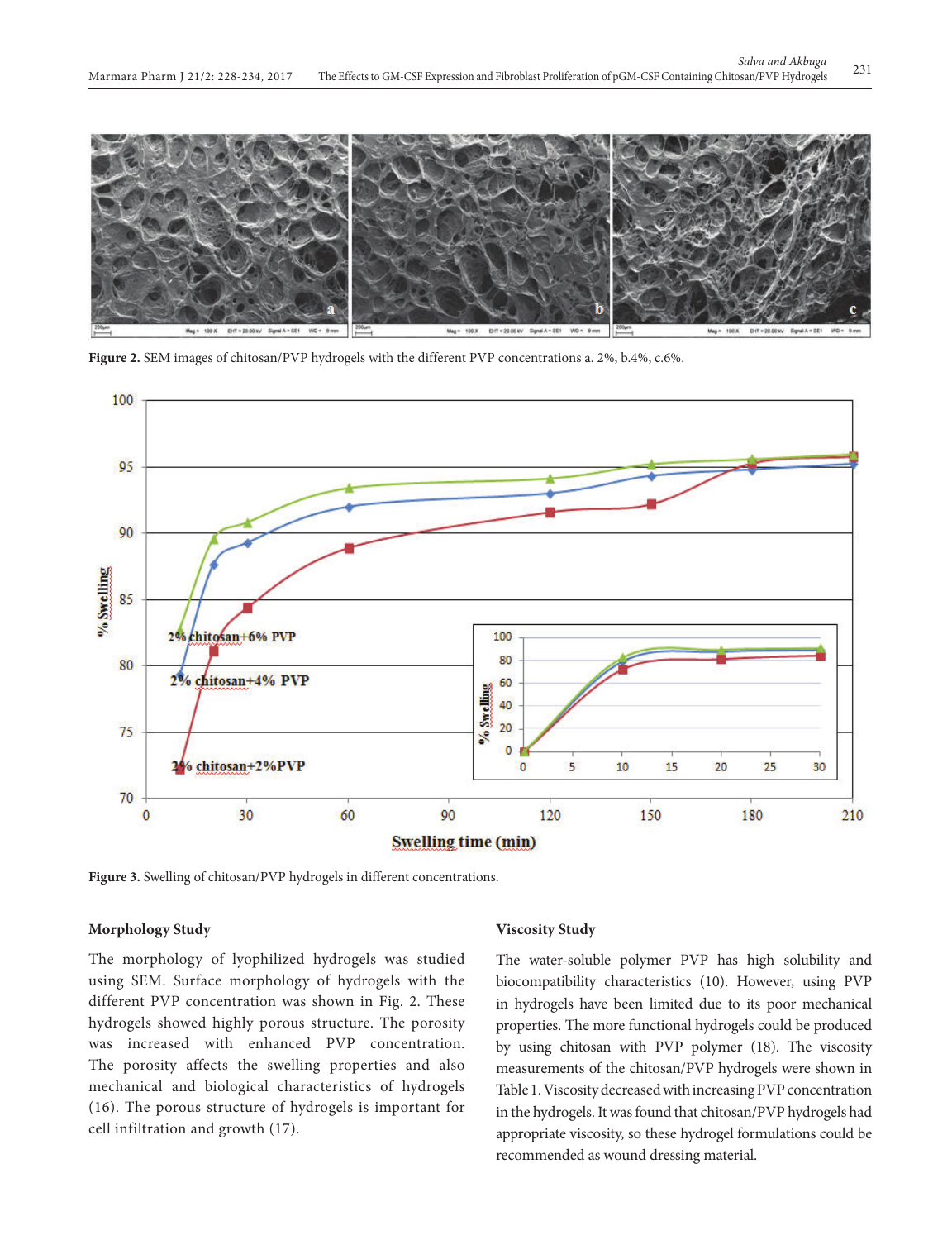Figure 2. SEM images of chitosan/PVP hydrogels with the different PVP concentrations a. 2%, b.4%, c.6%.

Figure 3. Swelling of chitosan/PVP hydrogels in different concentrations.

### Morphology Study

The morphology of lyophilized hydrogels was studied using SEM. Surface morphology of hydrogels with the different PVP concentration was shown in Fig. 2. These hydrogels showed highly porous structure. The porosity was increased with enhanced PVP concentration. The porosity affects the swelling properties and also mechanical and biological characteristics of hydrogels (16). The porous structure of hydrogels is important for cell infiltration and growth (17).

### Viscosity Study

The water-soluble polymer PVP has high solubility and biocompatibility characteristics (10). However, using PVP in hydrogels have been limited due to its poor mechanical properties. The more functional hydrogels could be produced by using chitosan with PVP polymer (18). The viscosity measurements of the chitosan/PVP hydrogels were shown Table 1. Viscosity decreased with increasing PVP concentration in the hydrogels. It was found that chitosan/PVP hydrogels had appropriate viscosity, so these hydrogel formulations could be recommended as wound dressing material.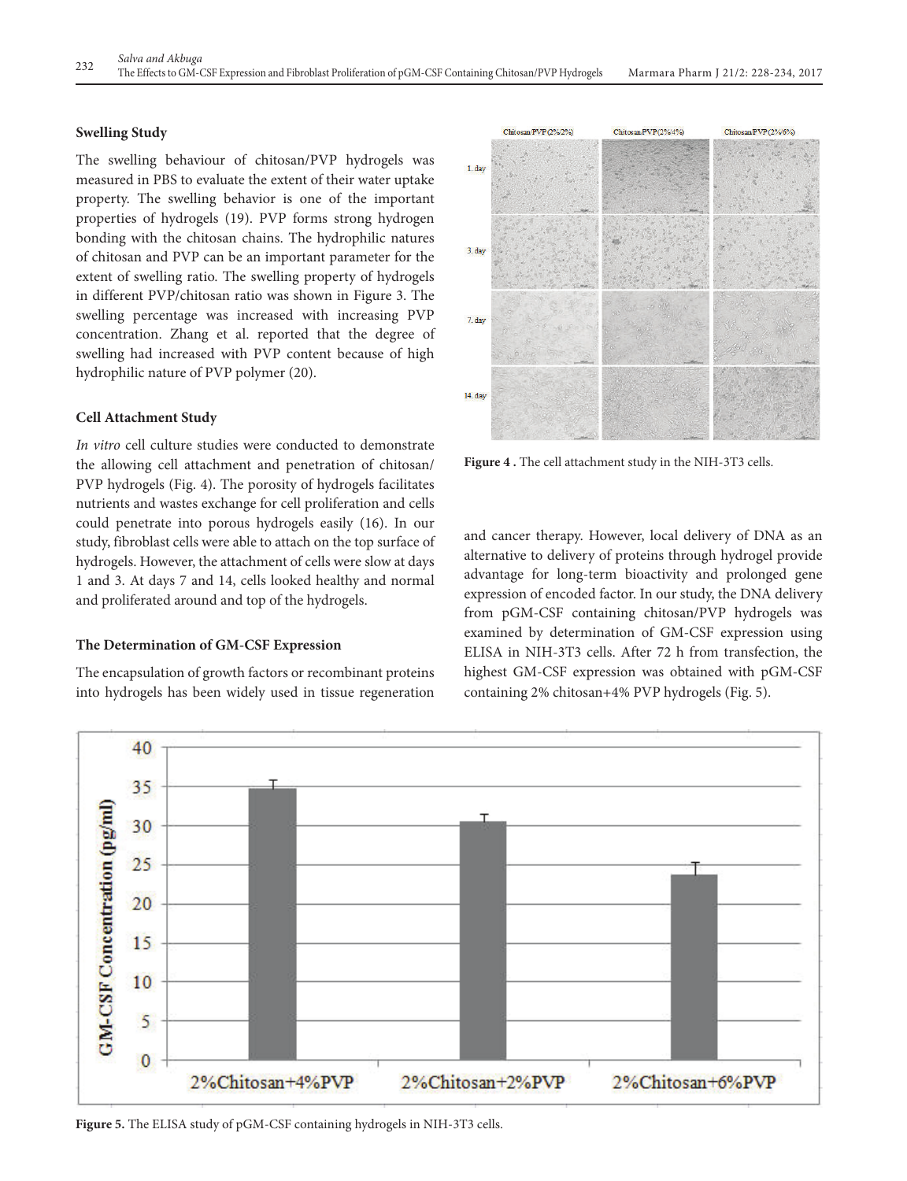### Swelling Study

The swelling behaviour of chitosan/PVP hydrogels was measured in PBS to evaluate the extent of their water uptake property. The swelling behavior is one of the important properties of hydrogels (19). PVP forms strong hydrogen bonding with the chitosan chains. The hydrophilic natures of chitosan and PVP can be an important parameter for the extent of swelling ratio. The swelling property of hydrogels in different PVP/chitosan ratio was shown in Figure 3. The swelling percentage was increased with increasing PVP concentration. Zhang et al. reported that the degree of swelling had increased with PVP content because of high hydrophilic nature of PVP polymer (20).

### Cell Attachment Study

*In vitro* cell culture studies were conducted to demonstrate the allowing cell attachment and penetration of chitosan/PVP hydrogels (Fig. 4). The porosity of hydrogels facilitates nutrients and wastes exchange for cell proliferation and cells could penetrate into porous hydrogels easily (16). In our study, fibroblast cells were able to attach on the top surface of hydrogels. However, the attachment of cells were slow at days 1 and 3. At days 7 and 14, cells looked healthy and normal and proliferated around and top of the hydrogels.

**Figure 4 .** The cell attachment study in the NIH-3T3 cells.

### The Determination of GM-CSF Expression

The encapsulation of growth factors or recombinant proteins into hydrogels has been widely used in tissue regeneration and cancer therapy. However, local delivery of DNA as an alternative to delivery of proteins through hydrogel provide advantage for long-term bioactivity and prolonged gene expression of encoded factor. In our study, the DNA delivery from pGM-CSF containing chitosan/PVP hydrogels was examined by determination of GM-CSF expression using ELISA in NIH-3T3 cells. After 72 h from transfection, the highest GM-CSF expression was obtained with pGM-CSF containing 2% chitosan+4% PVP hydrogels (Fig. 5).

**Figure 5.** The ELISA study of pGM-CSF containing hydrogels in NIH-3T3 cells.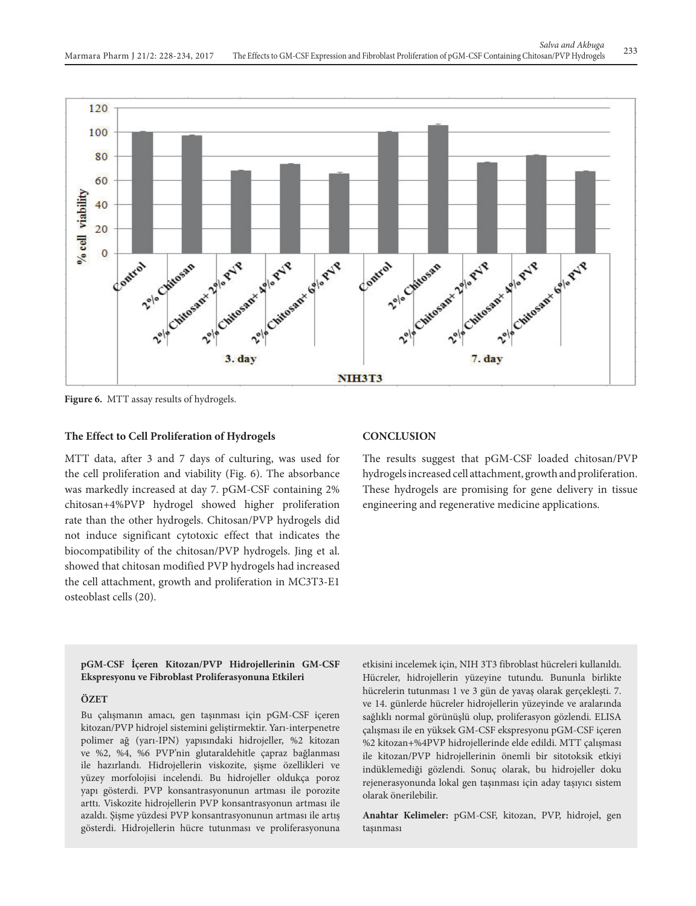Figure 6. MTT assay results of hydrogels.

### The Effect to Cell Proliferation of Hydrogels

MTT data, after 3 and 7 days of culturing, was used for the cell proliferation and viability (Fig. 6). The absorbance was markedly increased at day 7. pGM-CSF containing 2% chitosan+4%PVP hydrogel showed higher proliferation rate than the other hydrogels. Chitosan/PVP hydrogels did not induce significant cytotoxic effect that indicates the biocompatibility of the chitosan/PVP hydrogels. Jing et al. showed that chitosan modified PVP hydrogels had increased the cell attachment, growth and proliferation in MC3T3-E1 osteoblast cells (20).

## CONCLUSION

The results suggest that pGM-CSF loaded chitosan/PVP hydrogels increased cell attachment, growth and proliferation. These hydrogels are promising for gene delivery in tissue engineering and regenerative medicine applications.

**pGM-CSF İçeren Kitozan/PVP Hidrojellerinin GM-CSF Ekspresyonu ve Fibroblast Proliferasyonuna Etkileri**

**ÖZET**

Bu çalışmanın amacı, gen taşınması için pGM-CSF içeren kitozan/PVP hidrojel sistemini geliştirmektir. Yarı-interpenetre polimer ağ (yarı-IPN) yapısındaki hidrojeller, %2 kitozan ve %2, %4, %6 PVP'nin glutaraldehitle çapraz bağlanması ile hazırlandı. Hidrojellerin viskozite, şişme özellikleri ve yüzey morfolojisi incelendi. Bu hidrojeller oldukça poroz yapı gösterdi. PVP konsantrasyonunun artması ile porozite arttı. Viskozite hidrojellerin PVP konsantrasyonun artması ile azaldı. Şişme yüzdesi PVP konsantrasyonunun artması ile artış gösterdi. Hidrojellerin hücre tutunması ve proliferasyonuna etkisini incelemek için, NIH 3T3 fibroblast hücreleri kullanıldı. Hücreler, hidrojellerin yüzeyine tutundu. Bununla birlikte hücrelerin tutunması 1 ve 3 gün de yavaş olarak gerçekleşti. 7. ve 14. günlerde hücreler hidrojellerin yüzeyinde ve aralarında sağlıklı normal görünüşlü olup, proliferasyon gözlendi. ELISA çalışması ile en yüksek GM-CSF ekspresyonu pGM-CSF içeren %2 kitozan+%4PVP hidrojellerinde elde edildi. MTT çalışması ile kitozan/PVP hidrojellerinin önemli bir sitotoksik etkiyi indüklemediği gözlendi. Sonuç olarak, bu hidrojeller doku rejenerasyonunda lokal gen taşınması için aday taşıyıcı sistem olarak önerilebilir.

**Anahtar Kelimeler:** pGM-CSF, kitozan, PVP, hidrojel, gen taşınması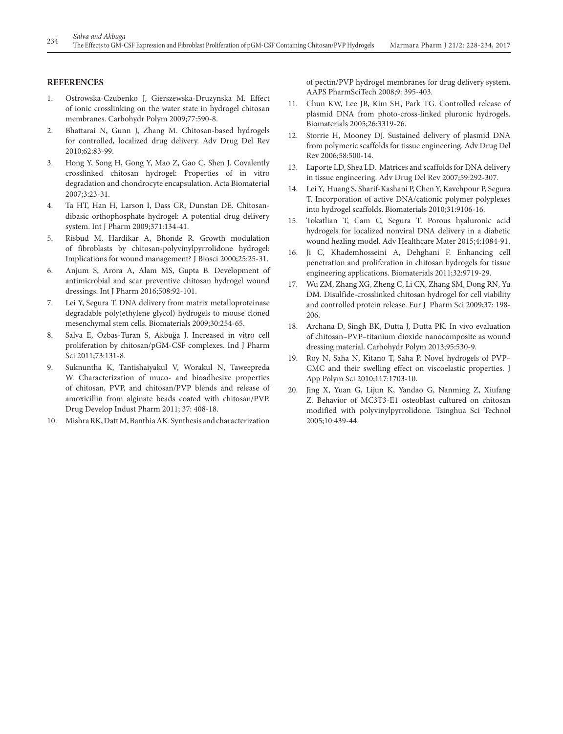## REFERENCES

1. Ostrowska-Czubenko J, Gierszewska-Druzynska M. Effect of ionic crosslinking on the water state in hydrogel chitosan membranes. Carbohydr Polym 2009;77:590-8.
2. Bhattarai N, Gunn J, Zhang M. Chitosan-based hydrogels for controlled, localized drug delivery. Adv Drug Del Rev 2010;62:83-99.
3. Hong Y, Song H, Gong Y, Mao Z, Gao C, Shen J. Covalently crosslinked chitosan hydrogel: Properties of in vitro degradation and chondrocyte encapsulation. Acta Biomaterial 2007;3:23-31.
4. Ta HT, Han H, Larson I, Dass CR, Dunstan DE. Chitosan-dibasic orthophosphate hydrogel: A potential drug delivery system. Int J Pharm 2009;371:134-41.
5. Risbud M, Hardikar A, Bhonde R. Growth modulation of fibroblasts by chitosan-polyvinylpyrrolidone hydrogel: Implications for wound management? J Biosci 2000;25:25-31.
6. Anjum S, Arora A, Alam MS, Gupta B. Development of antimicrobial and scar preventive chitosan hydrogel wound dressings. Int J Pharm 2016;508:92-101.
7. Lei Y, Segura T. DNA delivery from matrix metalloproteinase degradable poly(ethylene glycol) hydrogels to mouse cloned mesenchymal stem cells. Biomaterials 2009;30:254-65.
8. Salva E, Ozbas-Turan S, Akbuğa J. Increased in vitro cell proliferation by chitosan/pGM-CSF complexes. Ind J Pharm Sci 2011;73:131-8.
9. Suknuntha K, Tantishaiyakul V, Worakul N, Taweepreda W. Characterization of muco- and bioadhesive properties of chitosan, PVP, and chitosan/PVP blends and release of amoxicillin from alginate beads coated with chitosan/PVP. Drug Develop Indust Pharm 2011; 37: 408-18.
10. Mishra RK, Datt M, Banthia AK. Synthesis and characterization of pectin/PVP hydrogel membranes for drug delivery system. AAPS PharmSciTech 2008;9: 395-403.
11. Chun KW, Lee JB, Kim SH, Park TG. Controlled release of plasmid DNA from photo-cross-linked pluronic hydrogels. Biomaterials 2005;26:3319-26.
12. Storrie H, Mooney DJ. Sustained delivery of plasmid DNA from polymeric scaffolds for tissue engineering. Adv Drug Del Rev 2006;58:500-14.
13. Laporte LD, Shea LD. Matrices and scaffolds for DNA delivery in tissue engineering. Adv Drug Del Rev 2007;59:292-307.
14. Lei Y, Huang S, Sharif-Kashani P, Chen Y, Kavehpour P, Segura T. Incorporation of active DNA/cationic polymer polyplexes into hydrogel scaffolds. Biomaterials 2010;31:9106-16.
15. Tokatlian T, Cam C, Segura T. Porous hyaluronic acid hydrogels for localized nonviral DNA delivery in a diabetic wound healing model. Adv Healthcare Mater 2015;4:1084-91.
16. Ji C, Khademhosseini A, Dehghani F. Enhancing cell penetration and proliferation in chitosan hydrogels for tissue engineering applications. Biomaterials 2011;32:9719-29.
17. Wu ZM, Zhang XG, Zheng C, Li CX, Zhang SM, Dong RN, Yu DM. Disulfide-crosslinked chitosan hydrogel for cell viability and controlled protein release. Eur J Pharm Sci 2009;37: 198-206.
18. Archana D, Singh BK, Dutta J, Dutta PK. In vivo evaluation of chitosan–PVP–titanium dioxide nanocomposite as wound dressing material. Carbohydr Polym 2013;95:530-9.
19. Roy N, Saha N, Kitano T, Saha P. Novel hydrogels of PVP–CMC and their swelling effect on viscoelastic properties. J App Polym Sci 2010;117:1703-10.
20. Jing X, Yuan G, Lijun K, Yandao G, Nanming Z, Xiufang Z. Behavior of MC3T3-E1 osteoblast cultured on chitosan modified with polyvinylpyrrolidone. Tsinghua Sci Technol 2005;10:439-44.